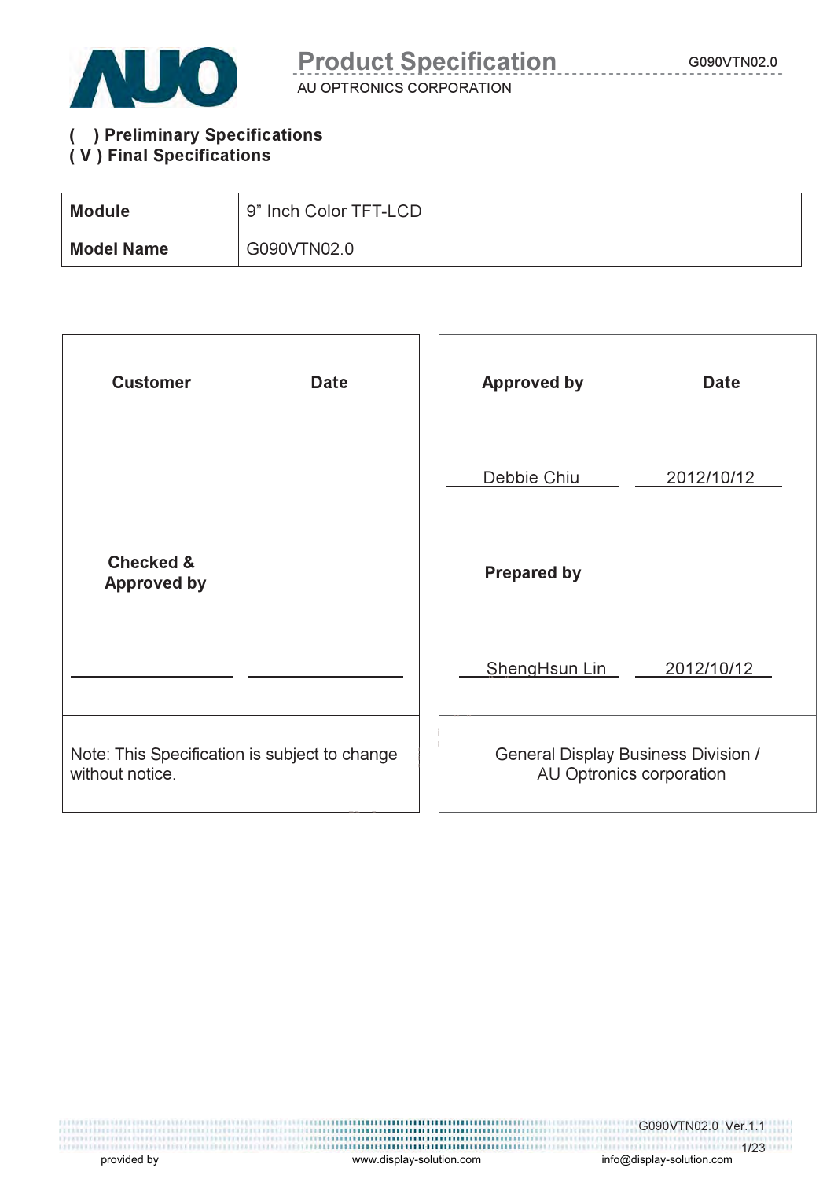# Product Specification

AU OPTRONICS CORPORATION

( ) Preliminary Specifications
( V ) Final Specifications

| **Module** | 9" Inch Color TFT-LCD |
|---|---|
| **Model Name** | G090VTN02.0 |

| **Customer** | **Date** | **Approved by** | **Date** |
|---|---|---|---|
| | | Debbie Chiu | 2012/10/12 |
| **Checked & Approved by** | | **Prepared by** | |
| | | ShengHsun Lin | 2012/10/12 |
| Note: This Specification is subject to change without notice. | | General Display Business Division / AU Optronics corporation | |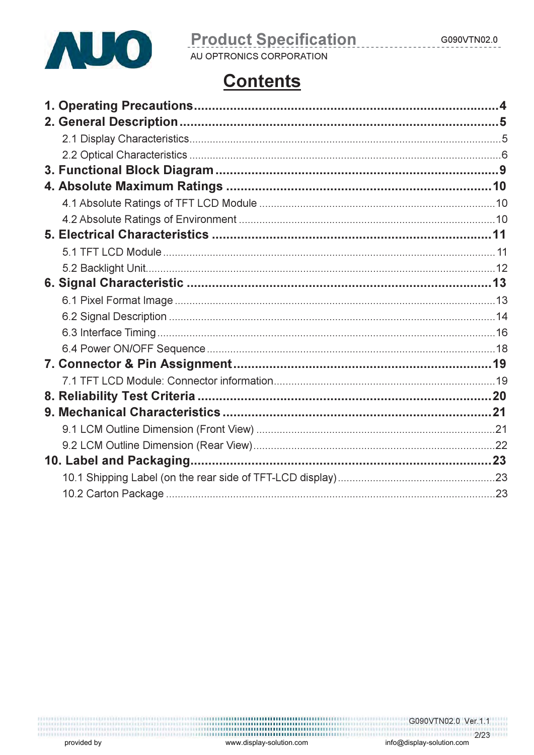# Contents

**1. Operating Precautions....................................................................................4**

**2. General Description.....................................................................................5**

2.1 Display Characteristics.........................................................................................5

2.2 Optical Characteristics .........................................................................................6

**3. Functional Block Diagram...........................................................................9**

**4. Absolute Maximum Ratings ......................................................................10**

4.1 Absolute Ratings of TFT LCD Module ...............................................................10

4.2 Absolute Ratings of Environment ......................................................................10

**5. Electrical Characteristics ..........................................................................11**

5.1 TFT LCD Module ................................................................................................ 11

5.2 Backlight Unit.......................................................................................................12

**6. Signal Characteristic .................................................................................13**

6.1 Pixel Format Image .............................................................................................13

6.2 Signal Description ..............................................................................................14

6.3 Interface Timing ..................................................................................................16

6.4 Power ON/OFF Sequence ..................................................................................18

**7. Connector & Pin Assignment....................................................................19**

7.1 TFT LCD Module: Connector information..........................................................19

**8. Reliability Test Criteria ..............................................................................20**

**9. Mechanical Characteristics .......................................................................21**

9.1 LCM Outline Dimension (Front View) ................................................................21

9.2 LCM Outline Dimension (Rear View)..................................................................22

**10. Label and Packaging.................................................................................23**

10.1 Shipping Label (on the rear side of TFT-LCD display).....................................23

10.2 Carton Package ...............................................................................................23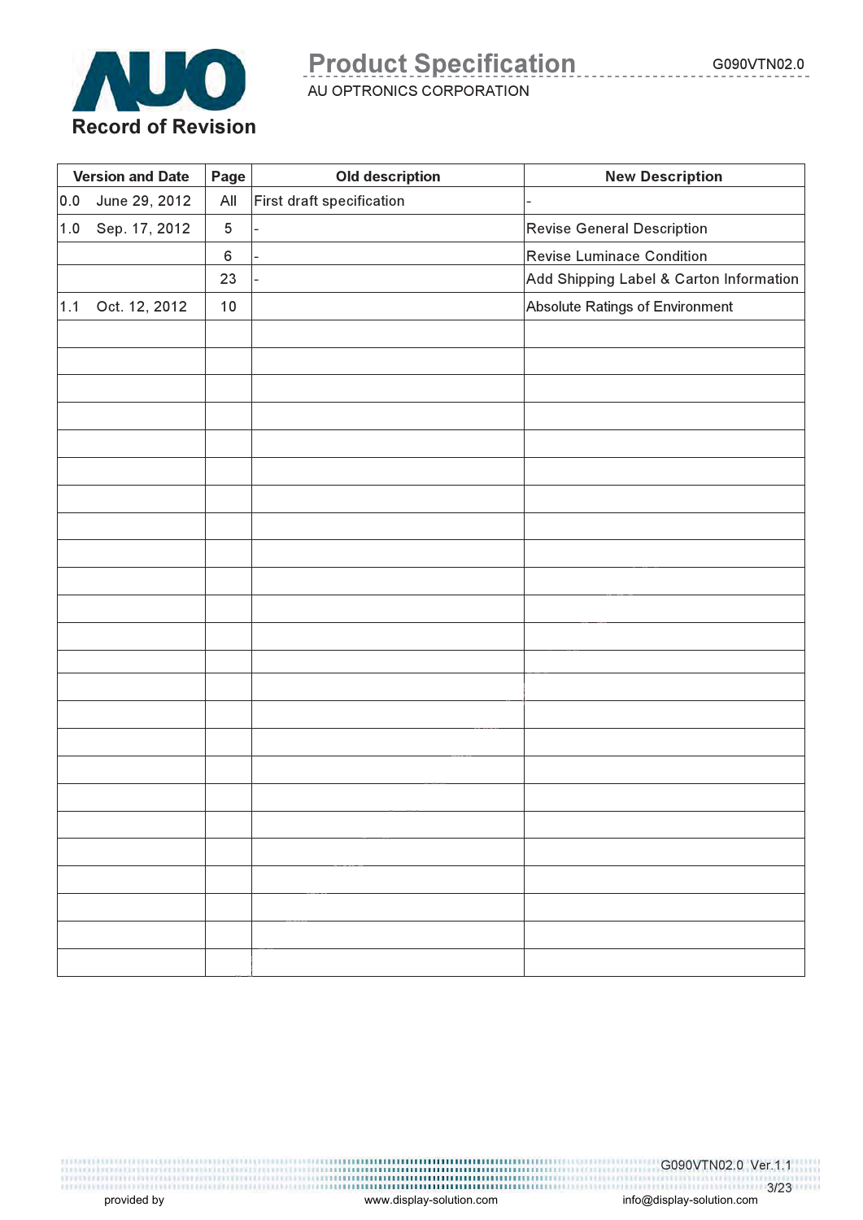## Record of Revision

| Version and Date | Page | Old description | New Description |
|---|---|---|---|
| 0.0 June 29, 2012 | All | First draft specification | - |
| 1.0 Sep. 17, 2012 | 5 | - | Revise General Description |
| | 6 | - | Revise Luminace Condition |
| | 23 | - | Add Shipping Label & Carton Information |
| 1.1 Oct. 12, 2012 | 10 | | Absolute Ratings of Environment |
| | | | |
| | | | |
| | | | |
| | | | |
| | | | |
| | | | |
| | | | |
| | | | |
| | | | |
| | | | |
| | | | |
| | | | |
| | | | |
| | | | |
| | | | |
| | | | |
| | | | |
| | | | |
| | | | |
| | | | |
| | | | |
| | | | |
| | | | |
| | | | |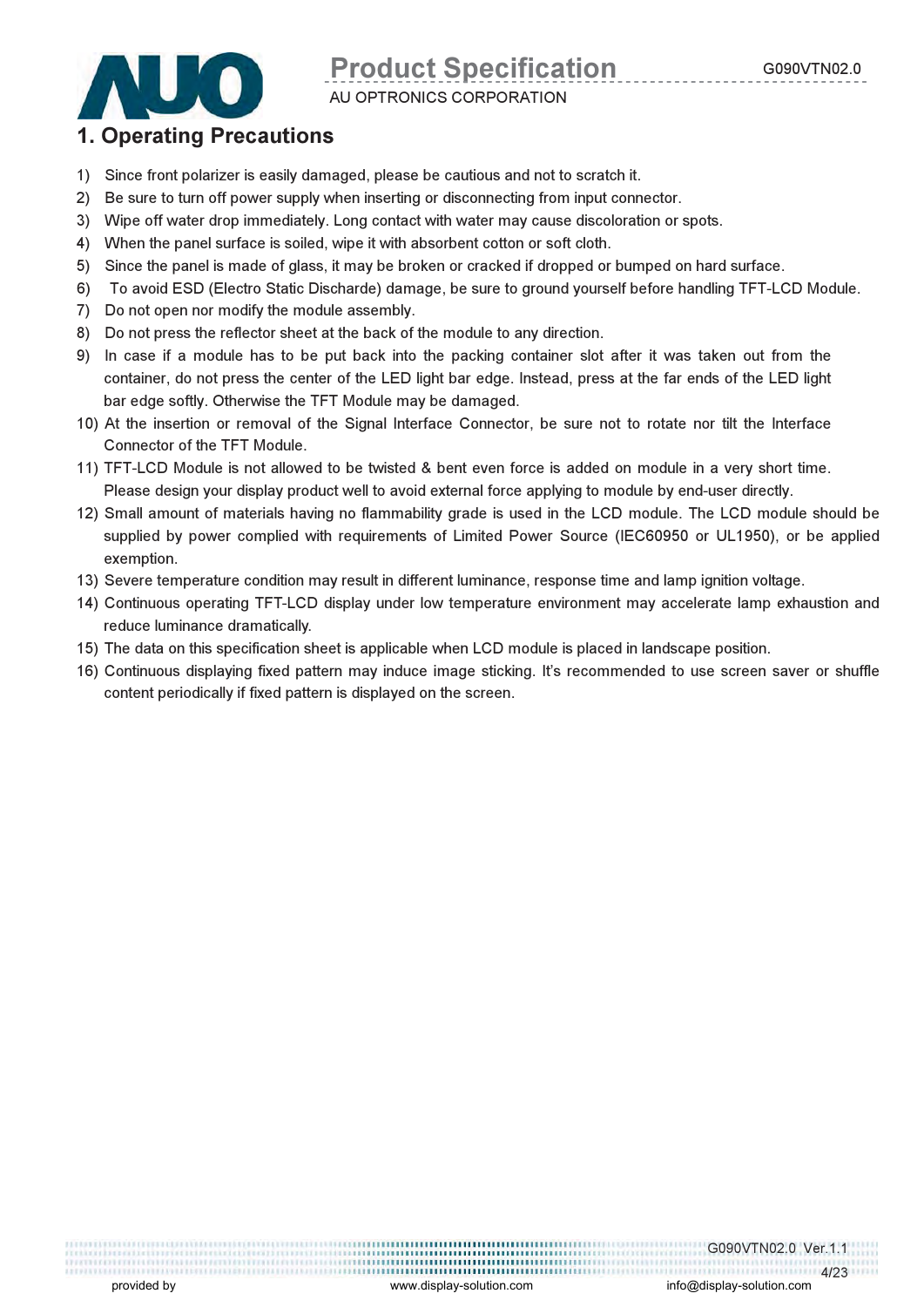# 1. Operating Precautions

1) Since front polarizer is easily damaged, please be cautious and not to scratch it.
2) Be sure to turn off power supply when inserting or disconnecting from input connector.
3) Wipe off water drop immediately. Long contact with water may cause discoloration or spots.
4) When the panel surface is soiled, wipe it with absorbent cotton or soft cloth.
5) Since the panel is made of glass, it may be broken or cracked if dropped or bumped on hard surface.
6) To avoid ESD (Electro Static Discharde) damage, be sure to ground yourself before handling TFT-LCD Module.
7) Do not open nor modify the module assembly.
8) Do not press the reflector sheet at the back of the module to any direction.
9) In case if a module has to be put back into the packing container slot after it was taken out from the container, do not press the center of the LED light bar edge. Instead, press at the far ends of the LED light bar edge softly. Otherwise the TFT Module may be damaged.
10) At the insertion or removal of the Signal Interface Connector, be sure not to rotate nor tilt the Interface Connector of the TFT Module.
11) TFT-LCD Module is not allowed to be twisted & bent even force is added on module in a very short time. Please design your display product well to avoid external force applying to module by end-user directly.
12) Small amount of materials having no flammability grade is used in the LCD module. The LCD module should be supplied by power complied with requirements of Limited Power Source (IEC60950 or UL1950), or be applied exemption.
13) Severe temperature condition may result in different luminance, response time and lamp ignition voltage.
14) Continuous operating TFT-LCD display under low temperature environment may accelerate lamp exhaustion and reduce luminance dramatically.
15) The data on this specification sheet is applicable when LCD module is placed in landscape position.
16) Continuous displaying fixed pattern may induce image sticking. It's recommended to use screen saver or shuffle content periodically if fixed pattern is displayed on the screen.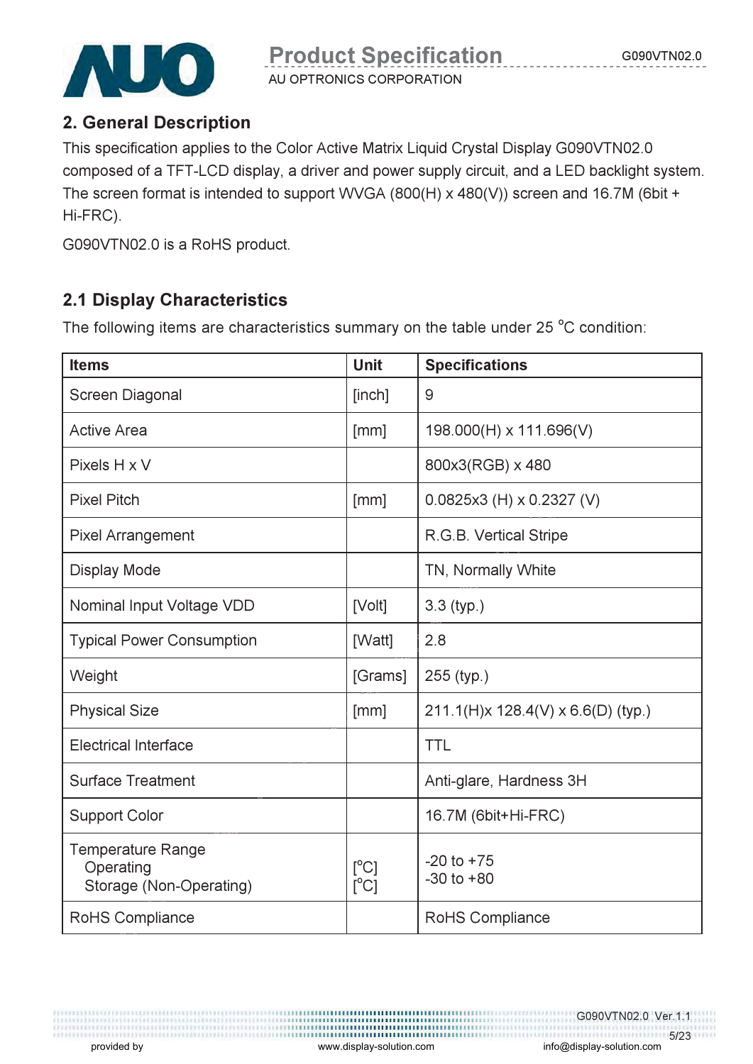## 2. General Description

This specification applies to the Color Active Matrix Liquid Crystal Display G090VTN02.0 composed of a TFT-LCD display, a driver and power supply circuit, and a LED backlight system. The screen format is intended to support WVGA (800(H) x 480(V)) screen and 16.7M (6bit + Hi-FRC).

G090VTN02.0 is a RoHS product.

### 2.1 Display Characteristics

The following items are characteristics summary on the table under 25 °C condition:

| Items | Unit | Specifications |
|---|---|---|
| Screen Diagonal | [inch] | 9 |
| Active Area | [mm] | 198.000(H) x 111.696(V) |
| Pixels H x V | | 800x3(RGB) x 480 |
| Pixel Pitch | [mm] | 0.0825x3 (H) x 0.2327 (V) |
| Pixel Arrangement | | R.G.B. Vertical Stripe |
| Display Mode | | TN, Normally White |
| Nominal Input Voltage VDD | [Volt] | 3.3 (typ.) |
| Typical Power Consumption | [Watt] | 2.8 |
| Weight | [Grams] | 255 (typ.) |
| Physical Size | [mm] | 211.1(H)x 128.4(V) x 6.6(D) (typ.) |
| Electrical Interface | | TTL |
| Surface Treatment | | Anti-glare, Hardness 3H |
| Support Color | | 16.7M (6bit+Hi-FRC) |
| Temperature Range<br>Operating<br>Storage (Non-Operating) | <br>[°C]<br>[°C] | <br>-20 to +75<br>-30 to +80 |
| RoHS Compliance | | RoHS Compliance |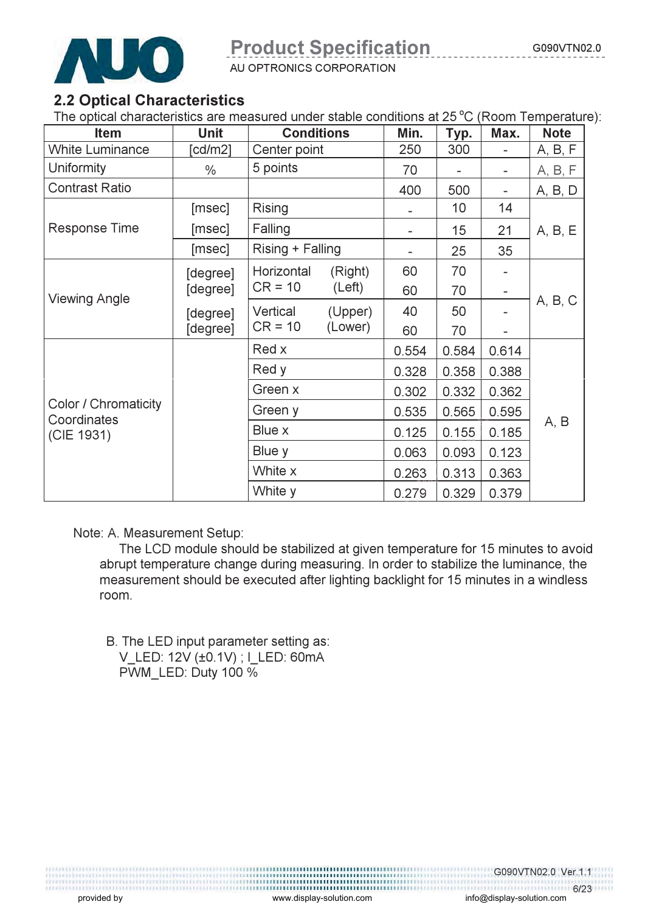## 2.2 Optical Characteristics

The optical characteristics are measured under stable conditions at 25 °C (Room Temperature):

| Item | Unit | Conditions | | Min. | Typ. | Max. | Note |
|---|---|---|---|---|---|---|---|
| White Luminance | [cd/m2] | Center point | | 250 | 300 | - | A, B, F |
| Uniformity | % | 5 points | | 70 | - | - | A, B, F |
| Contrast Ratio | | | | 400 | 500 | - | A, B, D |
| Response Time | [msec] | Rising | | - | 10 | 14 | A, B, E |
| | [msec] | Falling | | - | 15 | 21 | |
| | [msec] | Rising + Falling | | - | 25 | 35 | |
| Viewing Angle | [degree] | Horizontal CR = 10 | (Right) | 60 | 70 | - | A, B, C |
| | [degree] | | (Left) | 60 | 70 | - | |
| | [degree] | Vertical CR = 10 | (Upper) | 40 | 50 | - | |
| | [degree] | | (Lower) | 60 | 70 | - | |
| Color / Chromaticity Coordinates (CIE 1931) | | Red x | | 0.554 | 0.584 | 0.614 | A, B |
| | | Red y | | 0.328 | 0.358 | 0.388 | |
| | | Green x | | 0.302 | 0.332 | 0.362 | |
| | | Green y | | 0.535 | 0.565 | 0.595 | |
| | | Blue x | | 0.125 | 0.155 | 0.185 | |
| | | Blue y | | 0.063 | 0.093 | 0.123 | |
| | | White x | | 0.263 | 0.313 | 0.363 | |
| | | White y | | 0.279 | 0.329 | 0.379 | |

Note: A. Measurement Setup:

The LCD module should be stabilized at given temperature for 15 minutes to avoid abrupt temperature change during measuring. In order to stabilize the luminance, the measurement should be executed after lighting backlight for 15 minutes in a windless room.

B. The LED input parameter setting as:
V_LED: 12V (±0.1V) ; I_LED: 60mA
PWM_LED: Duty 100 %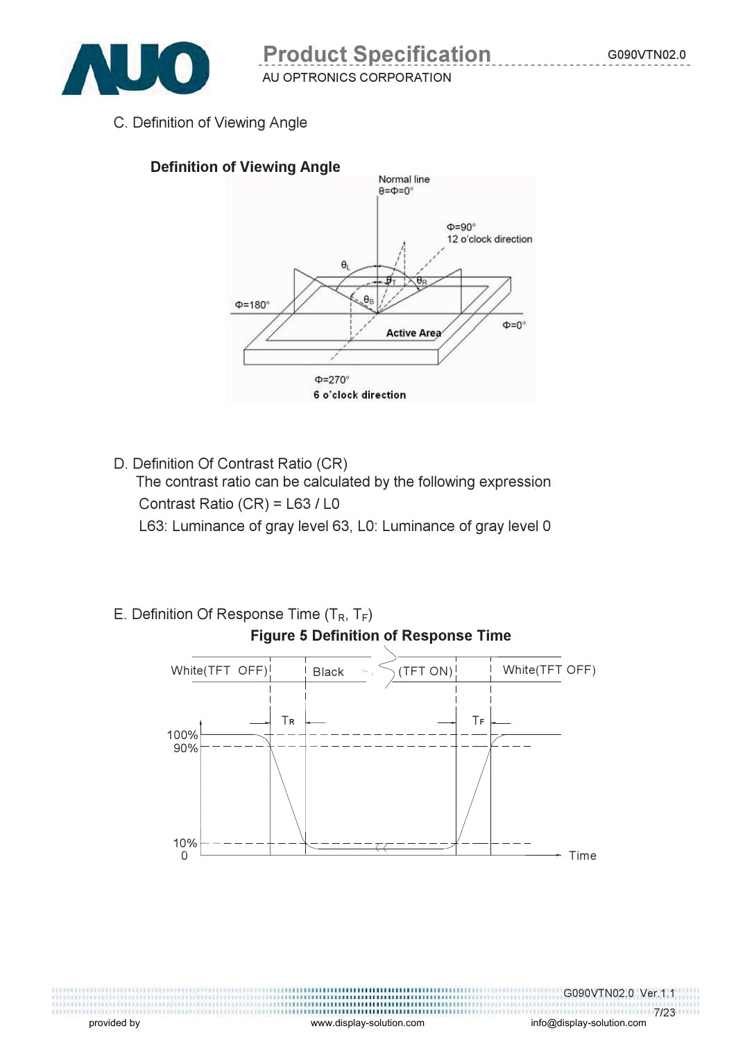C. Definition of Viewing Angle

**Definition of Viewing Angle**

Normal line
θ=Φ=0°

Φ=90°
12 o'clock direction

$\theta_L$

$\theta_T$ $\theta_R$

$\theta_B$

Φ=180°

Φ=0°

Active Area

Φ=270°
6 o'clock direction

D. Definition Of Contrast Ratio (CR)

The contrast ratio can be calculated by the following expression

Contrast Ratio (CR) = L63 / L0

L63: Luminance of gray level 63, L0: Luminance of gray level 0

E. Definition Of Response Time ($T_R$, $T_F$)

**Figure 5 Definition of Response Time**

White(TFT OFF) | Black (TFT ON) | White(TFT OFF)

$T_R$ $T_F$

100%
90%

10%
0

Time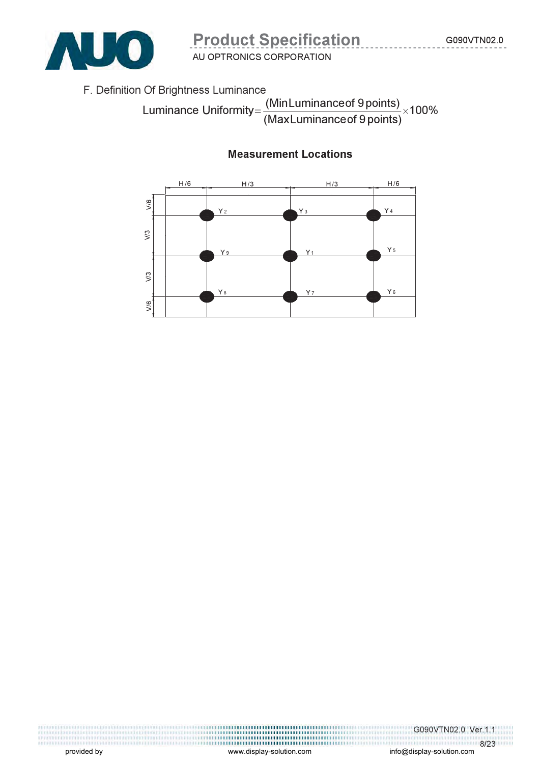F. Definition Of Brightness Luminance

$$\text{Luminance Uniformity} = \frac{(\text{Min Luminance of 9 points})}{(\text{Max Luminance of 9 points})} \times 100\%$$

**Measurement Locations**

| | H/6 | H/3 | H/3 | H/6 |
|---|---|---|---|---|
| V/6 | | | | |
| V/3 | Y2 | Y3 | Y4 | |
| V/3 | Y9 | Y1 | Y5 | |
| V/6 | Y8 | Y7 | Y6 | |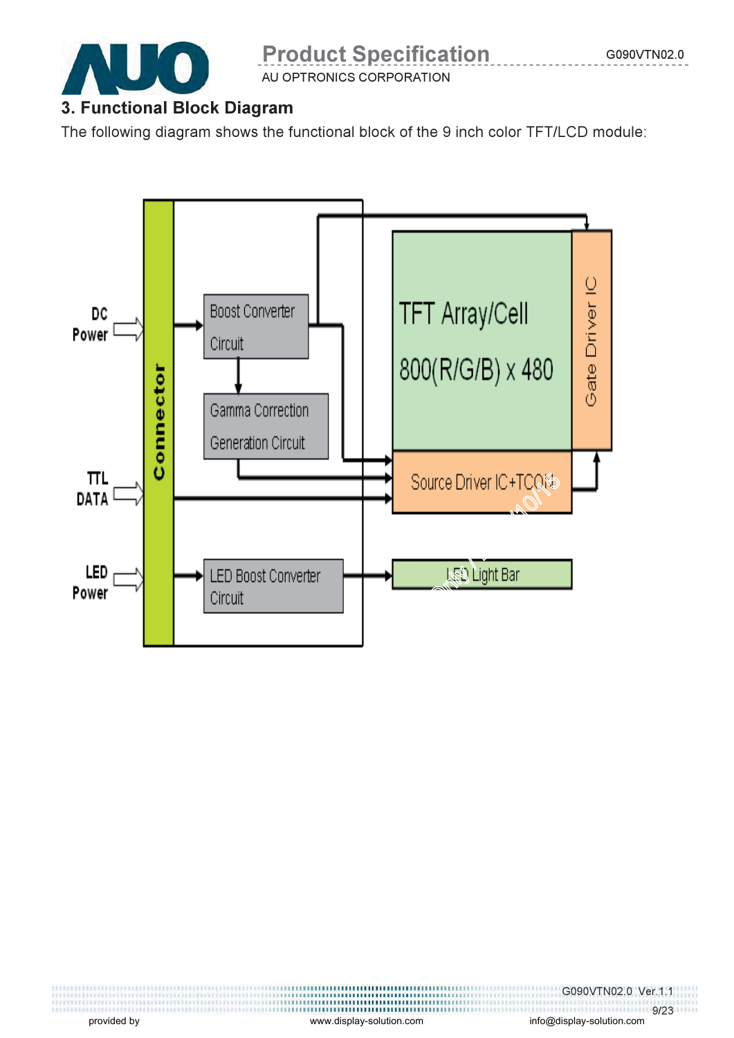## 3. Functional Block Diagram

The following diagram shows the functional block of the 9 inch color TFT/LCD module:

DC Power

TTL DATA

LED Power

Connector

Boost Converter Circuit

Gamma Correction Generation Circuit

LED Boost Converter Circuit

TFT Array/Cell

800(R/G/B) x 480

Gate Driver IC

Source Driver IC+TCON

LED Light Bar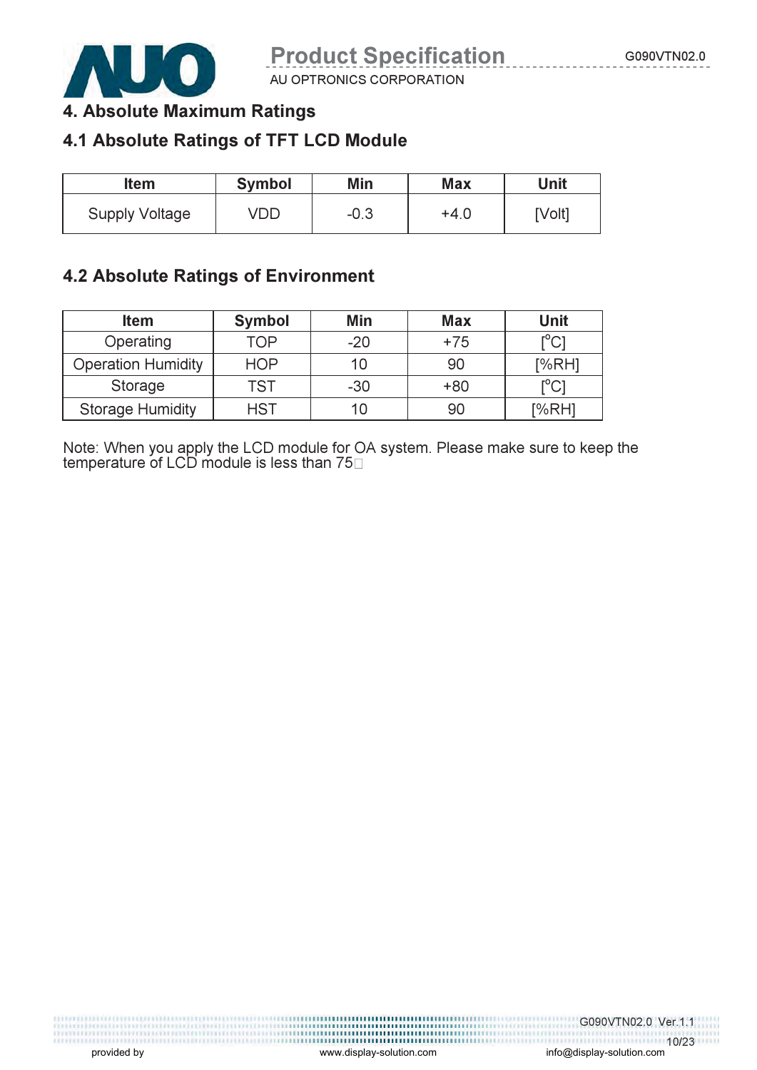# 4. Absolute Maximum Ratings

## 4.1 Absolute Ratings of TFT LCD Module

| Item | Symbol | Min | Max | Unit |
|---|---|---|---|---|
| Supply Voltage | VDD | -0.3 | +4.0 | [Volt] |

## 4.2 Absolute Ratings of Environment

| Item | Symbol | Min | Max | Unit |
|---|---|---|---|---|
| Operating | TOP | -20 | +75 | [°C] |
| Operation Humidity | HOP | 10 | 90 | [%RH] |
| Storage | TST | -30 | +80 | [°C] |
| Storage Humidity | HST | 10 | 90 | [%RH] |

Note: When you apply the LCD module for OA system. Please make sure to keep the temperature of LCD module is less than 75□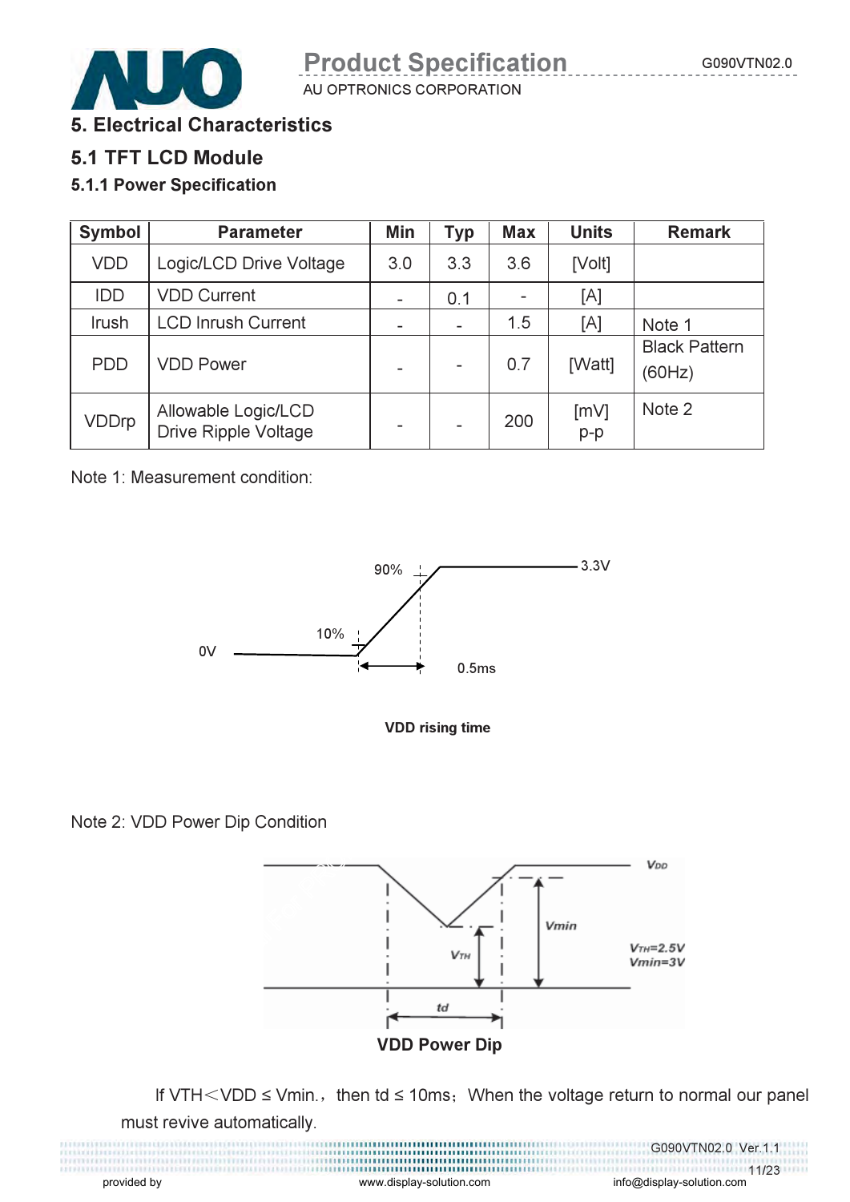# 5. Electrical Characteristics

## 5.1 TFT LCD Module

### 5.1.1 Power Specification

| Symbol | Parameter | Min | Typ | Max | Units | Remark |
|---|---|---|---|---|---|---|
| VDD | Logic/LCD Drive Voltage | 3.0 | 3.3 | 3.6 | [Volt] | |
| IDD | VDD Current | - | 0.1 | - | [A] | |
| Irush | LCD Inrush Current | - | - | 1.5 | [A] | Note 1 |
| PDD | VDD Power | - | - | 0.7 | [Watt] | Black Pattern (60Hz) |
| VDDrp | Allowable Logic/LCD Drive Ripple Voltage | - | - | 200 | [mV] p-p | Note 2 |

Note 1: Measurement condition:

90% 3.3V 10% 0V 0.5ms

**VDD rising time**

Note 2: VDD Power Dip Condition

$V_{DD}$ $V_{min}$ $V_{TH}$ td $V_{TH}$=2.5V $V_{min}$=3V

**VDD Power Dip**

If VTH＜VDD ≤ Vmin.，then td ≤ 10ms；When the voltage return to normal our panel must revive automatically.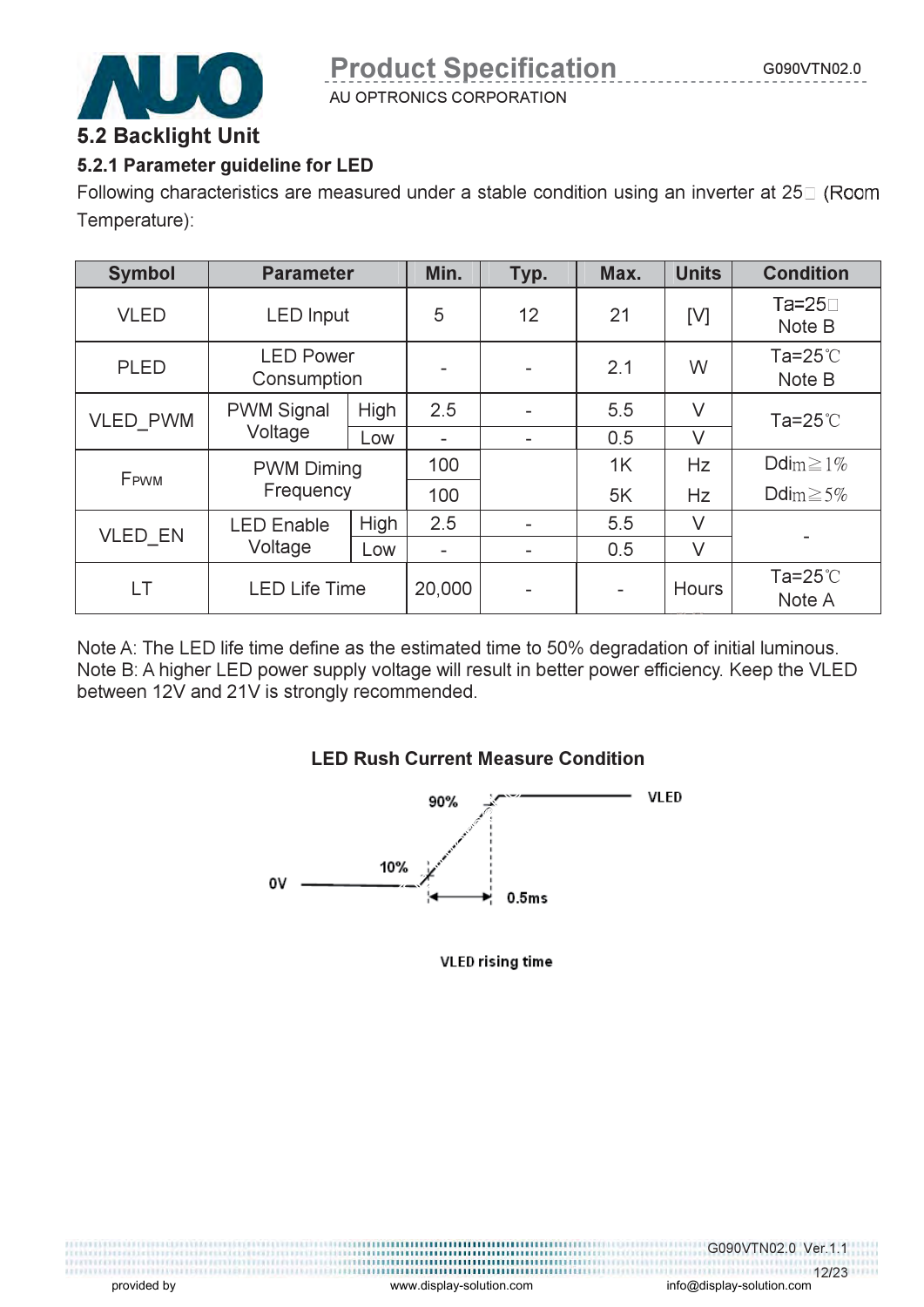## 5.2 Backlight Unit

### 5.2.1 Parameter guideline for LED

Following characteristics are measured under a stable condition using an inverter at 25℃ (Room Temperature):

| Symbol | Parameter | | Min. | Typ. | Max. | Units | Condition |
|---|---|---|---|---|---|---|---|
| VLED | LED Input | | 5 | 12 | 21 | [V] | Ta=25℃ Note B |
| PLED | LED Power Consumption | | - | - | 2.1 | W | Ta=25℃ Note B |
| VLED_PWM | PWM Signal Voltage | High | 2.5 | - | 5.5 | V | Ta=25℃ |
| | | Low | - | - | 0.5 | V | |
| $F_{PWM}$ | PWM Diming Frequency | | 100 | | 1K | Hz | Ddim≧1% |
| | | | 100 | | 5K | Hz | Ddim≧5% |
| VLED_EN | LED Enable Voltage | High | 2.5 | - | 5.5 | V | - |
| | | Low | - | - | 0.5 | V | |
| LT | LED Life Time | | 20,000 | - | - | Hours | Ta=25℃ Note A |

Note A: The LED life time define as the estimated time to 50% degradation of initial luminous.
Note B: A higher LED power supply voltage will result in better power efficiency. Keep the VLED between 12V and 21V is strongly recommended.

**LED Rush Current Measure Condition**

VLED rising time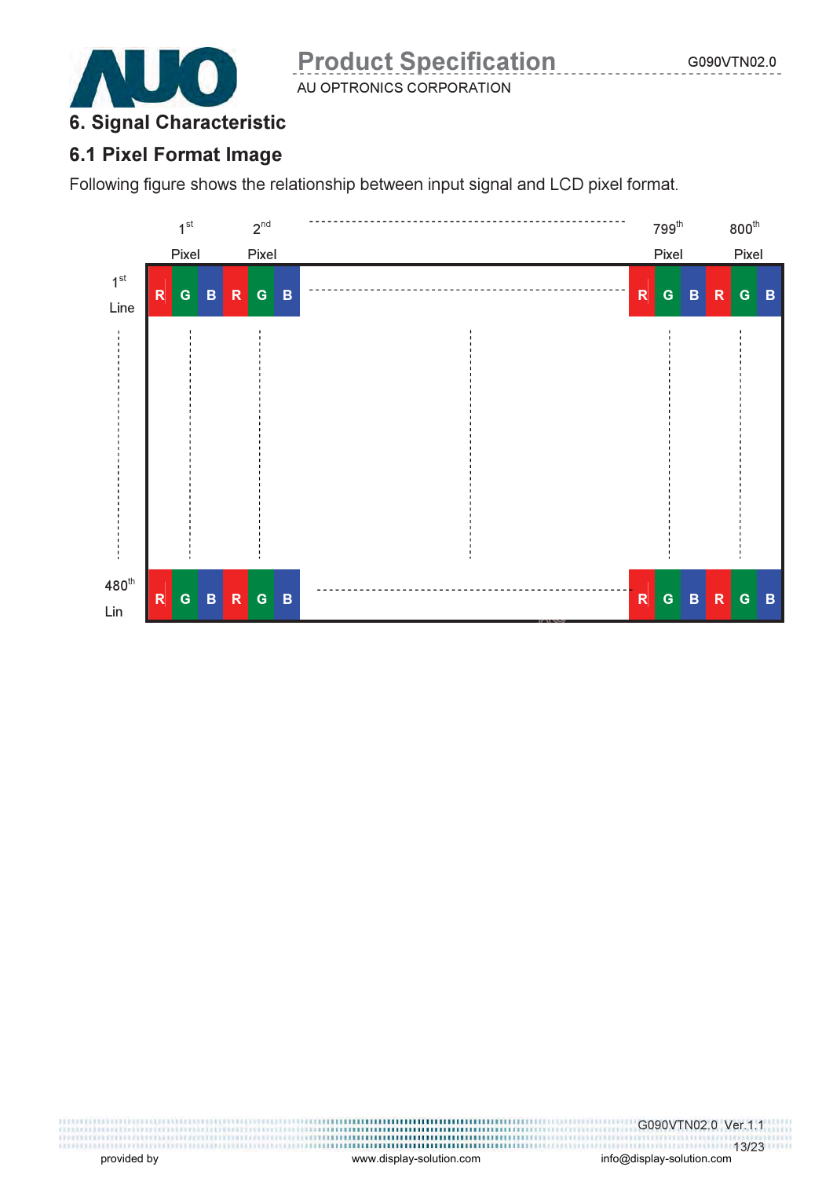## 6. Signal Characteristic

### 6.1 Pixel Format Image

Following figure shows the relationship between input signal and LCD pixel format.

| | 1st Pixel | | | 2nd Pixel | | | ... | 799th Pixel | | | 800th Pixel | | |
|---|---|---|---|---|---|---|---|---|---|---|---|---|---|
| 1st Line | R | G | B | R | G | B | ... | R | G | B | R | G | B |
| ... | | | | | | | | | | | | | |
| 480th Lin | R | G | B | R | G | B | ... | R | G | B | R | G | B |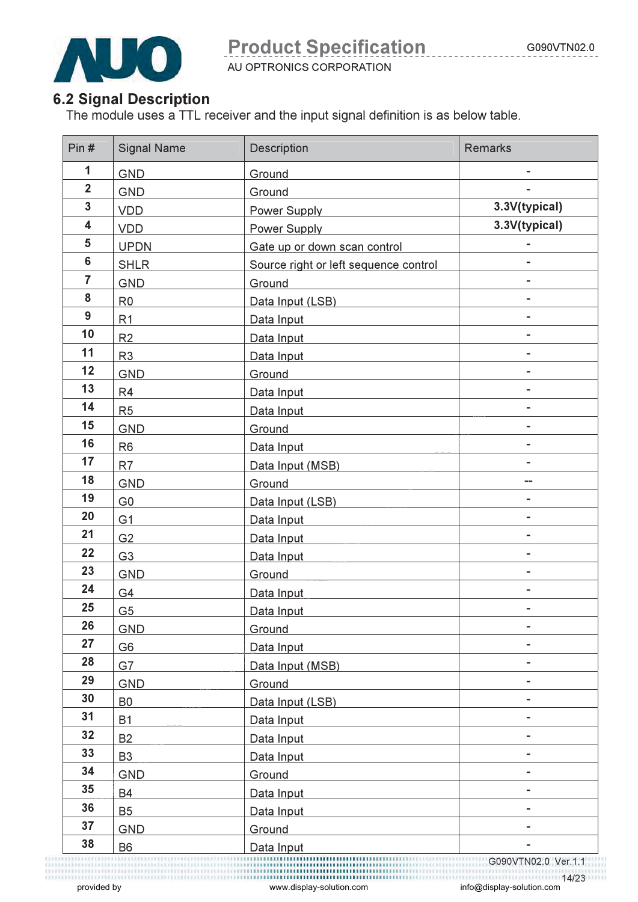## 6.2 Signal Description

The module uses a TTL receiver and the input signal definition is as below table.

| Pin # | Signal Name | Description | Remarks |
|---|---|---|---|
| 1 | GND | Ground | - |
| 2 | GND | Ground | - |
| 3 | VDD | Power Supply | **3.3V(typical)** |
| 4 | VDD | Power Supply | **3.3V(typical)** |
| 5 | UPDN | Gate up or down scan control | - |
| 6 | SHLR | Source right or left sequence control | - |
| 7 | GND | Ground | - |
| 8 | R0 | Data Input (LSB) | - |
| 9 | R1 | Data Input | - |
| 10 | R2 | Data Input | - |
| 11 | R3 | Data Input | - |
| 12 | GND | Ground | - |
| 13 | R4 | Data Input | - |
| 14 | R5 | Data Input | - |
| 15 | GND | Ground | - |
| 16 | R6 | Data Input | - |
| 17 | R7 | Data Input (MSB) | - |
| 18 | GND | Ground | -- |
| 19 | G0 | Data Input (LSB) | - |
| 20 | G1 | Data Input | - |
| 21 | G2 | Data Input | - |
| 22 | G3 | Data Input | - |
| 23 | GND | Ground | - |
| 24 | G4 | Data Input | - |
| 25 | G5 | Data Input | - |
| 26 | GND | Ground | - |
| 27 | G6 | Data Input | - |
| 28 | G7 | Data Input (MSB) | - |
| 29 | GND | Ground | - |
| 30 | B0 | Data Input (LSB) | - |
| 31 | B1 | Data Input | - |
| 32 | B2 | Data Input | - |
| 33 | B3 | Data Input | - |
| 34 | GND | Ground | - |
| 35 | B4 | Data Input | - |
| 36 | B5 | Data Input | - |
| 37 | GND | Ground | - |
| 38 | B6 | Data Input | - |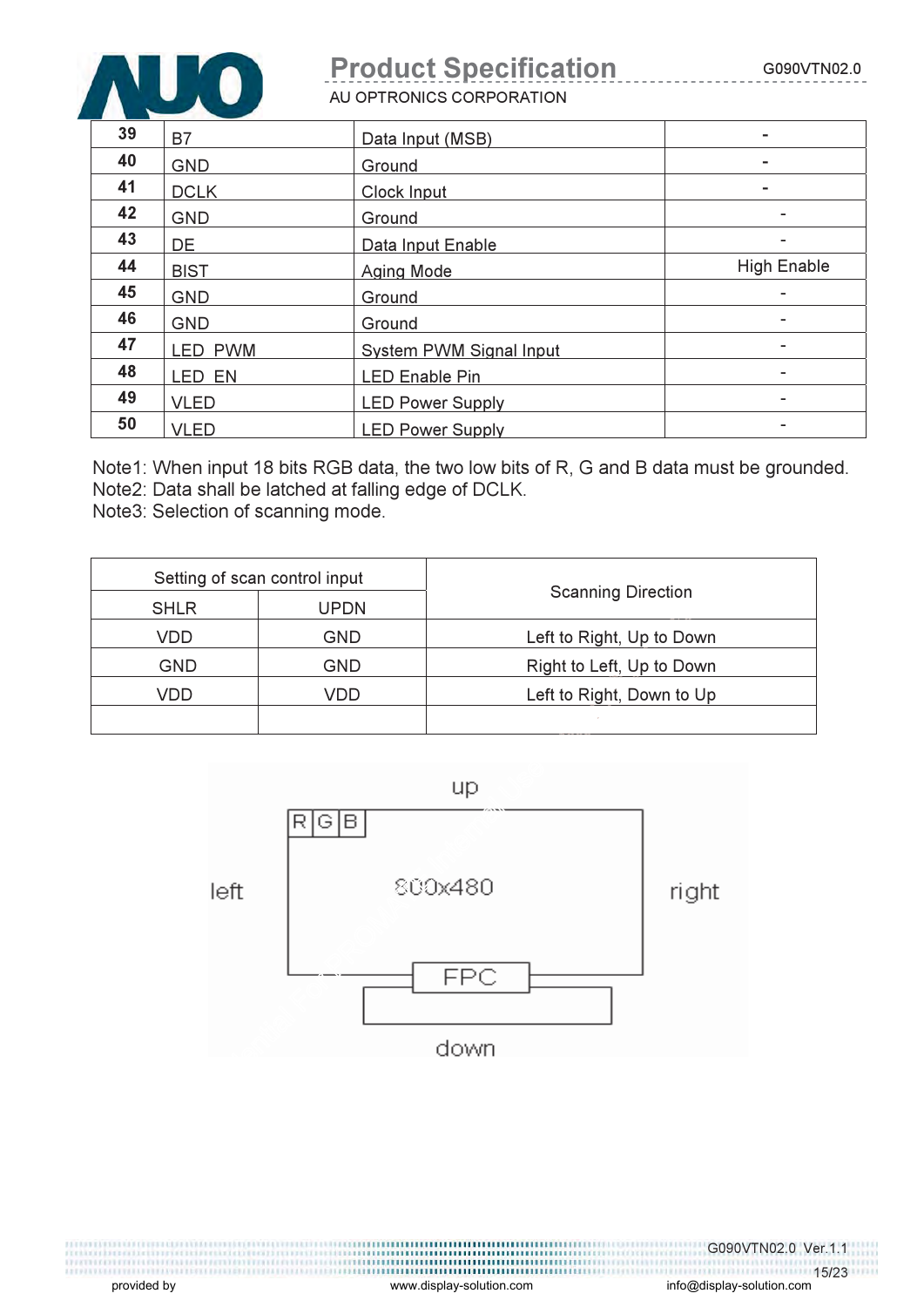| 39 | B7 | Data Input (MSB) | - |
|---|---|---|---|
| 40 | GND | Ground | - |
| 41 | DCLK | Clock Input | - |
| 42 | GND | Ground | - |
| 43 | DE | Data Input Enable | - |
| 44 | BIST | Aging Mode | High Enable |
| 45 | GND | Ground | - |
| 46 | GND | Ground | - |
| 47 | LED_PWM | System PWM Signal Input | - |
| 48 | LED_EN | LED Enable Pin | - |
| 49 | VLED | LED Power Supply | - |
| 50 | VLED | LED Power Supply | - |

Note1: When input 18 bits RGB data, the two low bits of R, G and B data must be grounded.
Note2: Data shall be latched at falling edge of DCLK.
Note3: Selection of scanning mode.

| Setting of scan control input | | Scanning Direction |
|---|---|---|
| SHLR | UPDN | |
| VDD | GND | Left to Right, Up to Down |
| GND | GND | Right to Left, Up to Down |
| VDD | VDD | Left to Right, Down to Up |
| | | |

up

left | R | G | B | 800x480 | right

FPC

down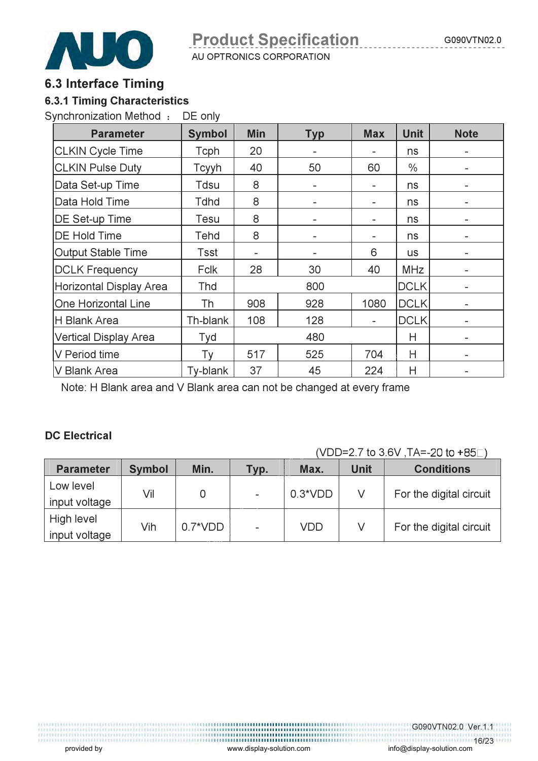## 6.3 Interface Timing

### 6.3.1 Timing Characteristics

Synchronization Method ： DE only

| Parameter | Symbol | Min | Typ | Max | Unit | Note |
|---|---|---|---|---|---|---|
| CLKIN Cycle Time | Tcph | 20 | - | - | ns | - |
| CLKIN Pulse Duty | Tcyyh | 40 | 50 | 60 | % | - |
| Data Set-up Time | Tdsu | 8 | - | - | ns | - |
| Data Hold Time | Tdhd | 8 | - | - | ns | - |
| DE Set-up Time | Tesu | 8 | - | - | ns | - |
| DE Hold Time | Tehd | 8 | - | - | ns | - |
| Output Stable Time | Tsst | - | - | 6 | us | - |
| DCLK Frequency | Fclk | 28 | 30 | 40 | MHz | - |
| Horizontal Display Area | Thd | | 800 | | DCLK | - |
| One Horizontal Line | Th | 908 | 928 | 1080 | DCLK | - |
| H Blank Area | Th-blank | 108 | 128 | - | DCLK | - |
| Vertical Display Area | Tyd | | 480 | | H | - |
| V Period time | Ty | 517 | 525 | 704 | H | - |
| V Blank Area | Ty-blank | 37 | 45 | 224 | H | - |

Note: H Blank area and V Blank area can not be changed at every frame

**DC Electrical**

(VDD=2.7 to 3.6V ,TA=-20 to +85℃)

| Parameter | Symbol | Min. | Typ. | Max. | Unit | Conditions |
|---|---|---|---|---|---|---|
| Low level input voltage | Vil | 0 | - | 0.3*VDD | V | For the digital circuit |
| High level input voltage | Vih | 0.7*VDD | - | VDD | V | For the digital circuit |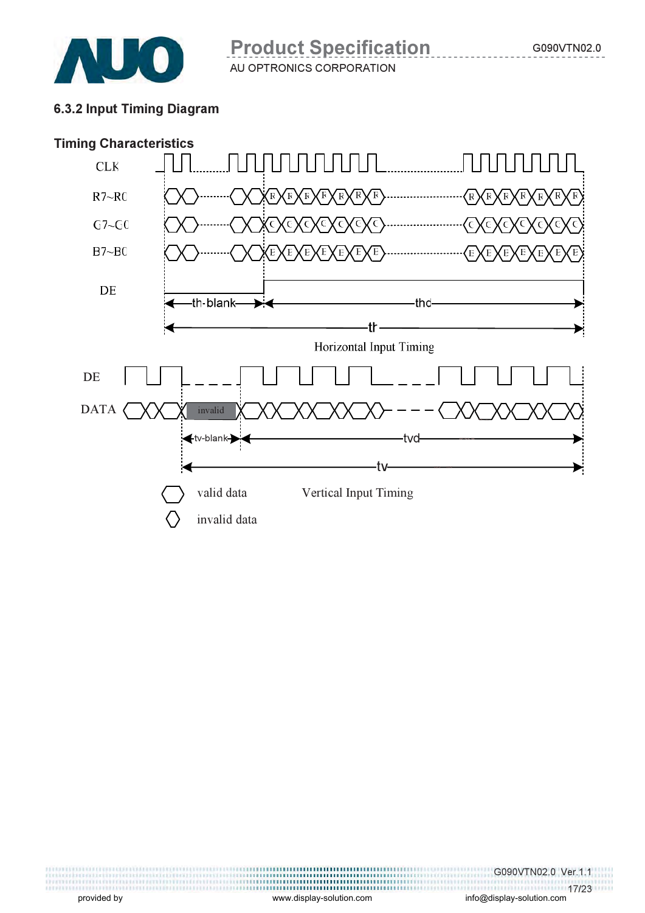### 6.3.2 Input Timing Diagram

**Timing Characteristics**

CLK

R7~R0

G7~G0

B7~B0

DE

th-blank

thd

th

Horizontal Input Timing

DE

DATA

invalid

tv-blank

tvd

tv

valid data

invalid data

Vertical Input Timing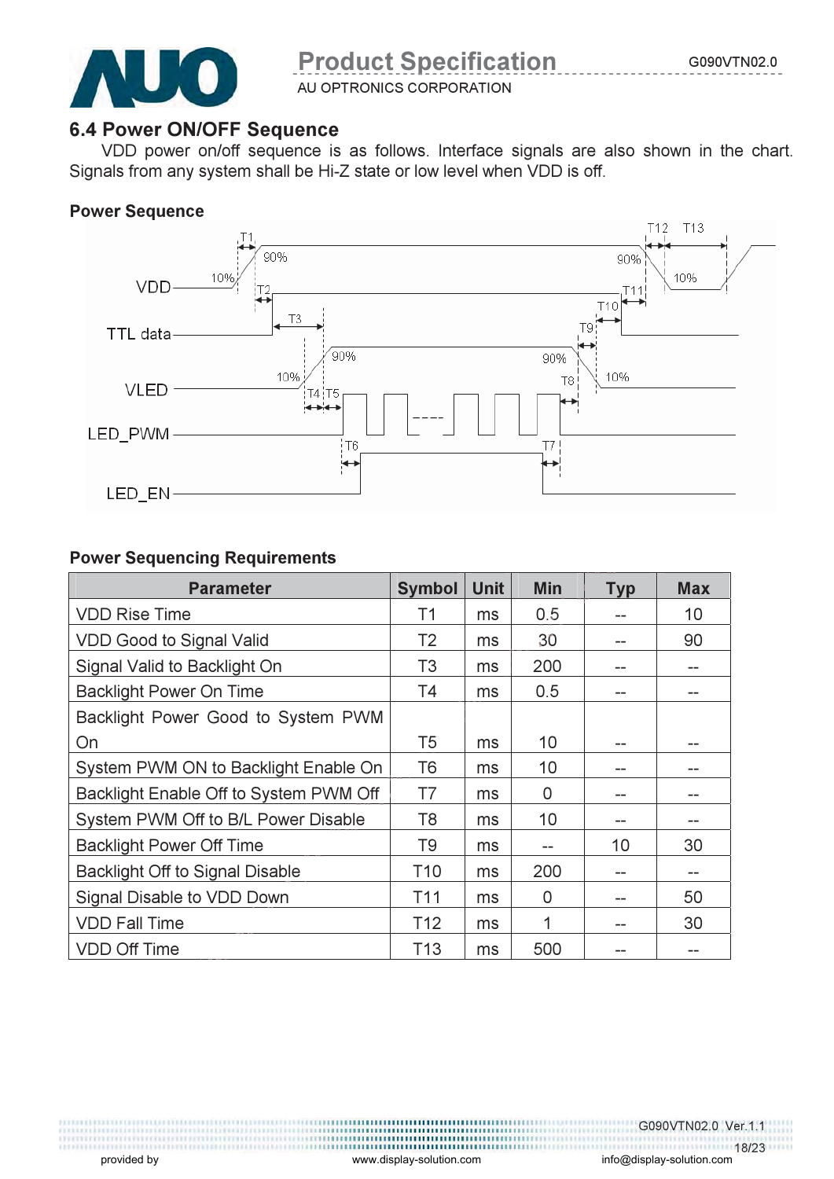## 6.4 Power ON/OFF Sequence

VDD power on/off sequence is as follows. Interface signals are also shown in the chart. Signals from any system shall be Hi-Z state or low level when VDD is off.

**Power Sequence**

**Power Sequencing Requirements**

| Parameter | Symbol | Unit | Min | Typ | Max |
|---|---|---|---|---|---|
| VDD Rise Time | T1 | ms | 0.5 | -- | 10 |
| VDD Good to Signal Valid | T2 | ms | 30 | -- | 90 |
| Signal Valid to Backlight On | T3 | ms | 200 | -- | -- |
| Backlight Power On Time | T4 | ms | 0.5 | -- | -- |
| Backlight Power Good to System PWM On | T5 | ms | 10 | -- | -- |
| System PWM ON to Backlight Enable On | T6 | ms | 10 | -- | -- |
| Backlight Enable Off to System PWM Off | T7 | ms | 0 | -- | -- |
| System PWM Off to B/L Power Disable | T8 | ms | 10 | -- | -- |
| Backlight Power Off Time | T9 | ms | -- | 10 | 30 |
| Backlight Off to Signal Disable | T10 | ms | 200 | -- | -- |
| Signal Disable to VDD Down | T11 | ms | 0 | -- | 50 |
| VDD Fall Time | T12 | ms | 1 | -- | 30 |
| VDD Off Time | T13 | ms | 500 | -- | -- |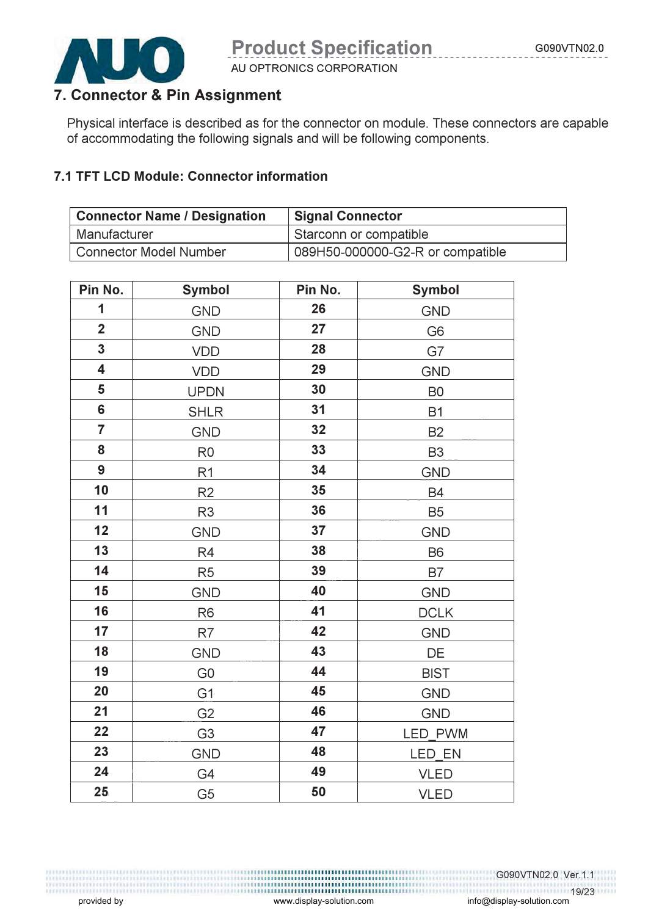## 7. Connector & Pin Assignment

Physical interface is described as for the connector on module. These connectors are capable of accommodating the following signals and will be following components.

### 7.1 TFT LCD Module: Connector information

| Connector Name / Designation | Signal Connector |
|---|---|
| Manufacturer | Starconn or compatible |
| Connector Model Number | 089H50-000000-G2-R or compatible |

| Pin No. | Symbol | Pin No. | Symbol |
|---|---|---|---|
| **1** | GND | **26** | GND |
| **2** | GND | **27** | G6 |
| **3** | VDD | **28** | G7 |
| **4** | VDD | **29** | GND |
| **5** | UPDN | **30** | B0 |
| **6** | SHLR | **31** | B1 |
| **7** | GND | **32** | B2 |
| **8** | R0 | **33** | B3 |
| **9** | R1 | **34** | GND |
| **10** | R2 | **35** | B4 |
| **11** | R3 | **36** | B5 |
| **12** | GND | **37** | GND |
| **13** | R4 | **38** | B6 |
| **14** | R5 | **39** | B7 |
| **15** | GND | **40** | GND |
| **16** | R6 | **41** | DCLK |
| **17** | R7 | **42** | GND |
| **18** | GND | **43** | DE |
| **19** | G0 | **44** | BIST |
| **20** | G1 | **45** | GND |
| **21** | G2 | **46** | GND |
| **22** | G3 | **47** | LED_PWM |
| **23** | GND | **48** | LED_EN |
| **24** | G4 | **49** | VLED |
| **25** | G5 | **50** | VLED |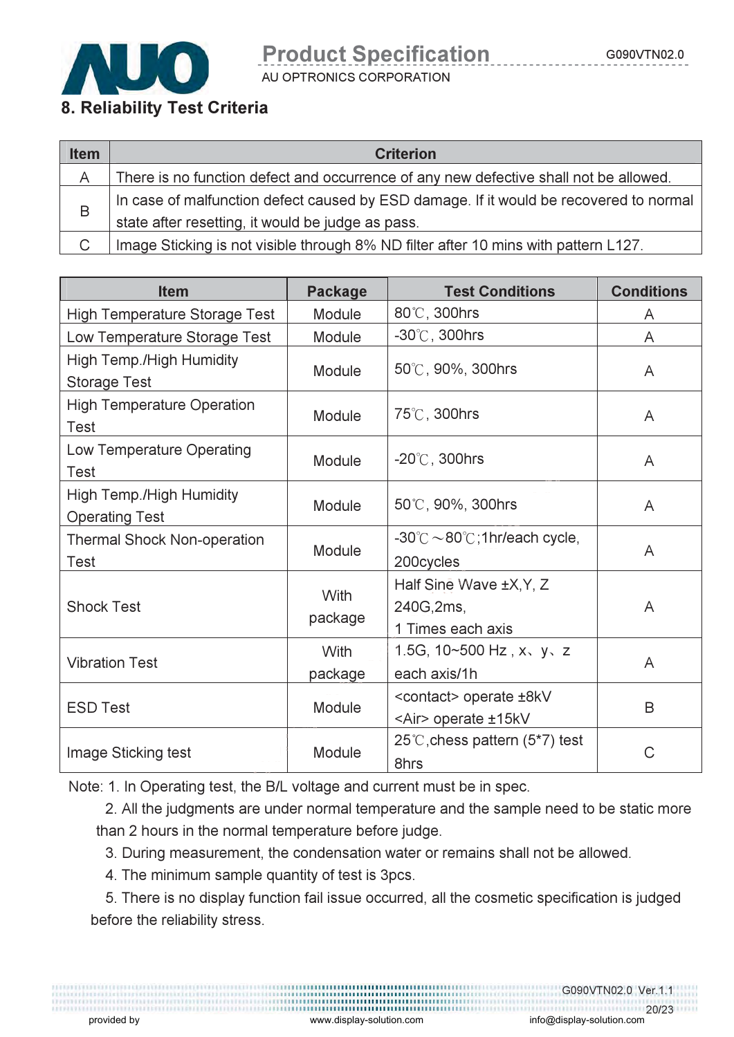## 8. Reliability Test Criteria

| Item | Criterion |
|---|---|
| A | There is no function defect and occurrence of any new defective shall not be allowed. |
| B | In case of malfunction defect caused by ESD damage. If it would be recovered to normal state after resetting, it would be judge as pass. |
| C | Image Sticking is not visible through 8% ND filter after 10 mins with pattern L127. |

| Item | Package | Test Conditions | Conditions |
|---|---|---|---|
| High Temperature Storage Test | Module | 80℃, 300hrs | A |
| Low Temperature Storage Test | Module | -30℃, 300hrs | A |
| High Temp./High Humidity Storage Test | Module | 50℃, 90%, 300hrs | A |
| High Temperature Operation Test | Module | 75℃, 300hrs | A |
| Low Temperature Operating Test | Module | -20℃, 300hrs | A |
| High Temp./High Humidity Operating Test | Module | 50℃, 90%, 300hrs | A |
| Thermal Shock Non-operation Test | Module | -30℃～80℃;1hr/each cycle, 200cycles | A |
| Shock Test | With package | Half Sine Wave ±X,Y, Z 240G,2ms, 1 Times each axis | A |
| Vibration Test | With package | 1.5G, 10~500 Hz , x、y、z each axis/1h | A |
| ESD Test | Module | <contact> operate ±8kV <Air> operate ±15kV | B |
| Image Sticking test | Module | 25℃,chess pattern (5*7) test 8hrs | C |

Note: 1. In Operating test, the B/L voltage and current must be in spec.

2. All the judgments are under normal temperature and the sample need to be static more than 2 hours in the normal temperature before judge.

3. During measurement, the condensation water or remains shall not be allowed.

4. The minimum sample quantity of test is 3pcs.

5. There is no display function fail issue occurred, all the cosmetic specification is judged before the reliability stress.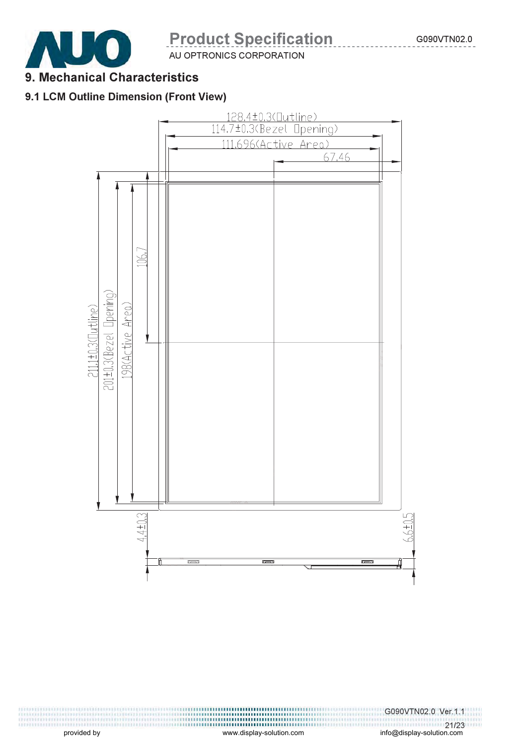# 9. Mechanical Characteristics

## 9.1 LCM Outline Dimension (Front View)

128.4±0.3(Outline)

114.7±0.3(Bezel Opening)

111.696(Active Area)

67.46

211.1±0.3(Outline)

201±0.3(Bezel Opening)

198(Active Area)

106.7

4.4±0.3

6.6±0.5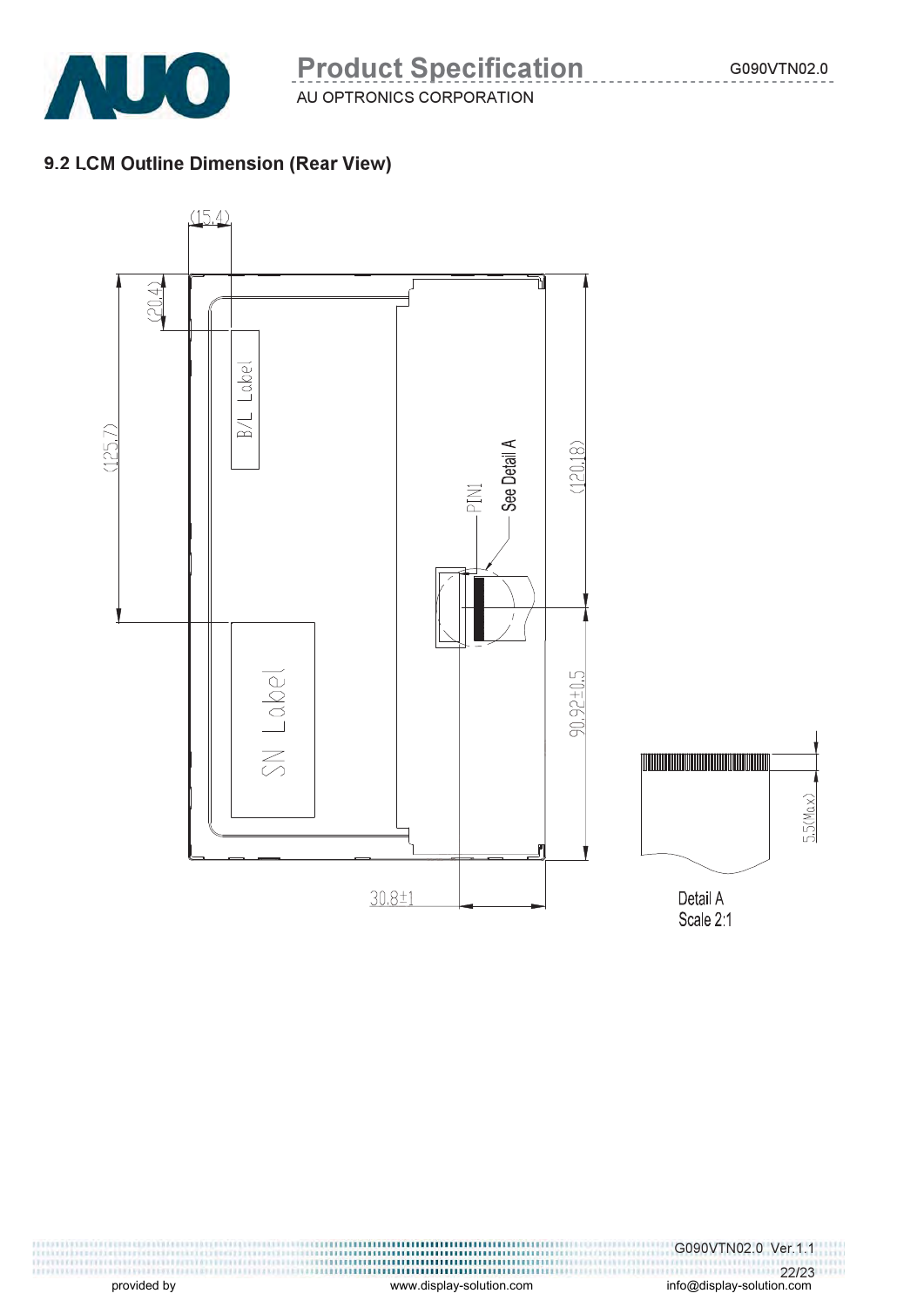## 9.2 LCM Outline Dimension (Rear View)

(15.4)

(20.4)

(125.7)

B/L Label

PIN1

See Detail A

(120.18)

SN Label

90.92±0.5

30.8±1

5.5(Max)

Detail A
Scale 2:1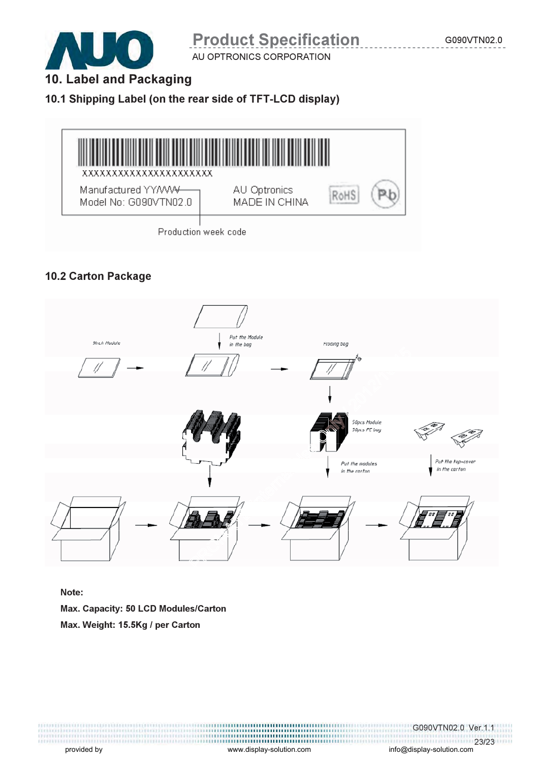# 10. Label and Packaging

## 10.1 Shipping Label (on the rear side of TFT-LCD display)

XXXXXXXXXXXXXXXXXXXXXXX

Manufactured YY/WW

Model No: G090VTN02.0

AU Optronics

MADE IN CHINA

RoHS

Pb

Production week code

## 10.2 Carton Package

9inch Module

Put the Module in the bag

Floding bag

50pcs Module 50pcs PE bag

Put the modules in the carton

Put the top-cover in the carton

**Note:**

**Max. Capacity: 50 LCD Modules/Carton**

**Max. Weight: 15.5Kg / per Carton**